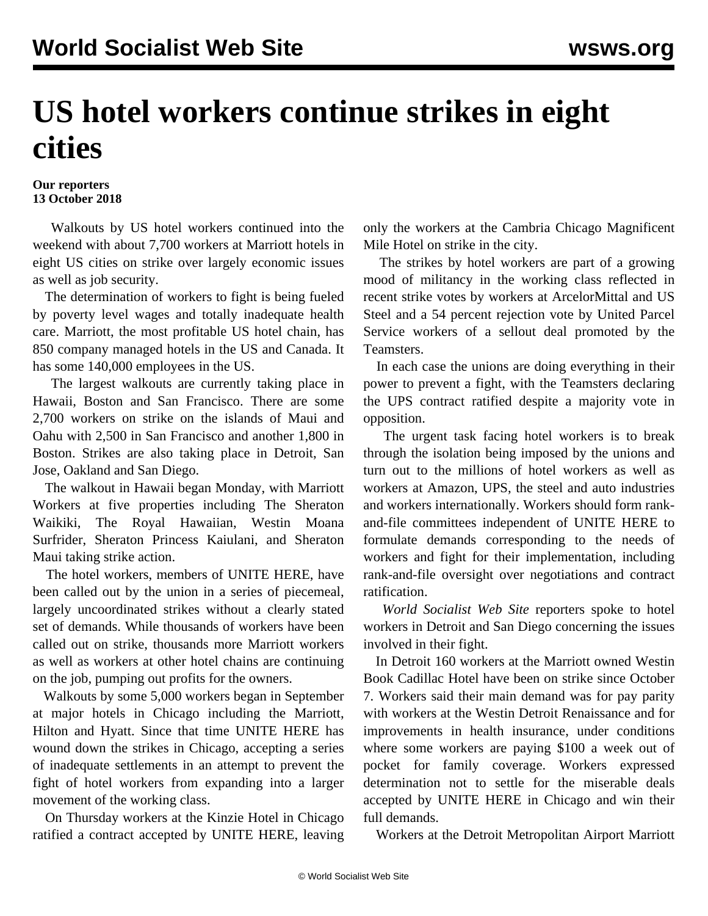# US hotel workers continue strikes in eight cities

**Our reporters**
**13 October 2018**

Walkouts by US hotel workers continued into the weekend with about 7,700 workers at Marriott hotels in eight US cities on strike over largely economic issues as well as job security.

The determination of workers to fight is being fueled by poverty level wages and totally inadequate health care. Marriott, the most profitable US hotel chain, has 850 company managed hotels in the US and Canada. It has some 140,000 employees in the US.

The largest walkouts are currently taking place in Hawaii, Boston and San Francisco. There are some 2,700 workers on strike on the islands of Maui and Oahu with 2,500 in San Francisco and another 1,800 in Boston. Strikes are also taking place in Detroit, San Jose, Oakland and San Diego.

The walkout in Hawaii began Monday, with Marriott Workers at five properties including The Sheraton Waikiki, The Royal Hawaiian, Westin Moana Surfrider, Sheraton Princess Kaiulani, and Sheraton Maui taking strike action.

The hotel workers, members of UNITE HERE, have been called out by the union in a series of piecemeal, largely uncoordinated strikes without a clearly stated set of demands. While thousands of workers have been called out on strike, thousands more Marriott workers as well as workers at other hotel chains are continuing on the job, pumping out profits for the owners.

Walkouts by some 5,000 workers began in September at major hotels in Chicago including the Marriott, Hilton and Hyatt. Since that time UNITE HERE has wound down the strikes in Chicago, accepting a series of inadequate settlements in an attempt to prevent the fight of hotel workers from expanding into a larger movement of the working class.

On Thursday workers at the Kinzie Hotel in Chicago ratified a contract accepted by UNITE HERE, leaving only the workers at the Cambria Chicago Magnificent Mile Hotel on strike in the city.

The strikes by hotel workers are part of a growing mood of militancy in the working class reflected in recent strike votes by workers at ArcelorMittal and US Steel and a 54 percent rejection vote by United Parcel Service workers of a sellout deal promoted by the Teamsters.

In each case the unions are doing everything in their power to prevent a fight, with the Teamsters declaring the UPS contract ratified despite a majority vote in opposition.

The urgent task facing hotel workers is to break through the isolation being imposed by the unions and turn out to the millions of hotel workers as well as workers at Amazon, UPS, the steel and auto industries and workers internationally. Workers should form rank-and-file committees independent of UNITE HERE to formulate demands corresponding to the needs of workers and fight for their implementation, including rank-and-file oversight over negotiations and contract ratification.

*World Socialist Web Site* reporters spoke to hotel workers in Detroit and San Diego concerning the issues involved in their fight.

In Detroit 160 workers at the Marriott owned Westin Book Cadillac Hotel have been on strike since October 7. Workers said their main demand was for pay parity with workers at the Westin Detroit Renaissance and for improvements in health insurance, under conditions where some workers are paying $100 a week out of pocket for family coverage. Workers expressed determination not to settle for the miserable deals accepted by UNITE HERE in Chicago and win their full demands.

Workers at the Detroit Metropolitan Airport Marriott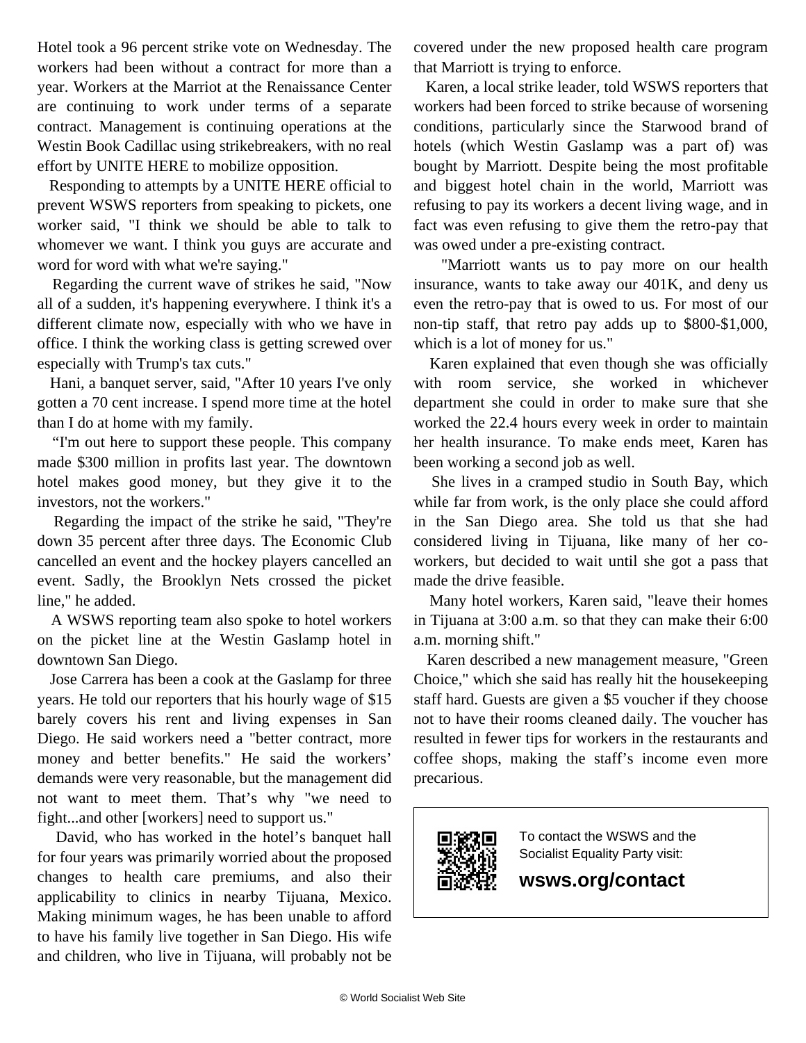Hotel took a 96 percent strike vote on Wednesday. The workers had been without a contract for more than a year. Workers at the Marriot at the Renaissance Center are continuing to work under terms of a separate contract. Management is continuing operations at the Westin Book Cadillac using strikebreakers, with no real effort by UNITE HERE to mobilize opposition.

Responding to attempts by a UNITE HERE official to prevent WSWS reporters from speaking to pickets, one worker said, "I think we should be able to talk to whomever we want. I think you guys are accurate and word for word with what we're saying."

Regarding the current wave of strikes he said, "Now all of a sudden, it's happening everywhere. I think it's a different climate now, especially with who we have in office. I think the working class is getting screwed over especially with Trump's tax cuts."

Hani, a banquet server, said, "After 10 years I've only gotten a 70 cent increase. I spend more time at the hotel than I do at home with my family.

"I'm out here to support these people. This company made $300 million in profits last year. The downtown hotel makes good money, but they give it to the investors, not the workers."

Regarding the impact of the strike he said, "They're down 35 percent after three days. The Economic Club cancelled an event and the hockey players cancelled an event. Sadly, the Brooklyn Nets crossed the picket line," he added.

A WSWS reporting team also spoke to hotel workers on the picket line at the Westin Gaslamp hotel in downtown San Diego.

Jose Carrera has been a cook at the Gaslamp for three years. He told our reporters that his hourly wage of $15 barely covers his rent and living expenses in San Diego. He said workers need a "better contract, more money and better benefits." He said the workers' demands were very reasonable, but the management did not want to meet them. That's why "we need to fight...and other [workers] need to support us."

David, who has worked in the hotel's banquet hall for four years was primarily worried about the proposed changes to health care premiums, and also their applicability to clinics in nearby Tijuana, Mexico. Making minimum wages, he has been unable to afford to have his family live together in San Diego. His wife and children, who live in Tijuana, will probably not be covered under the new proposed health care program that Marriott is trying to enforce.

Karen, a local strike leader, told WSWS reporters that workers had been forced to strike because of worsening conditions, particularly since the Starwood brand of hotels (which Westin Gaslamp was a part of) was bought by Marriott. Despite being the most profitable and biggest hotel chain in the world, Marriott was refusing to pay its workers a decent living wage, and in fact was even refusing to give them the retro-pay that was owed under a pre-existing contract.

"Marriott wants us to pay more on our health insurance, wants to take away our 401K, and deny us even the retro-pay that is owed to us. For most of our non-tip staff, that retro pay adds up to $800-$1,000, which is a lot of money for us."

Karen explained that even though she was officially with room service, she worked in whichever department she could in order to make sure that she worked the 22.4 hours every week in order to maintain her health insurance. To make ends meet, Karen has been working a second job as well.

She lives in a cramped studio in South Bay, which while far from work, is the only place she could afford in the San Diego area. She told us that she had considered living in Tijuana, like many of her co-workers, but decided to wait until she got a pass that made the drive feasible.

Many hotel workers, Karen said, "leave their homes in Tijuana at 3:00 a.m. so that they can make their 6:00 a.m. morning shift."

Karen described a new management measure, "Green Choice," which she said has really hit the housekeeping staff hard. Guests are given a $5 voucher if they choose not to have their rooms cleaned daily. The voucher has resulted in fewer tips for workers in the restaurants and coffee shops, making the staff's income even more precarious.

To contact the WSWS and the Socialist Equality Party visit:

**wsws.org/contact**